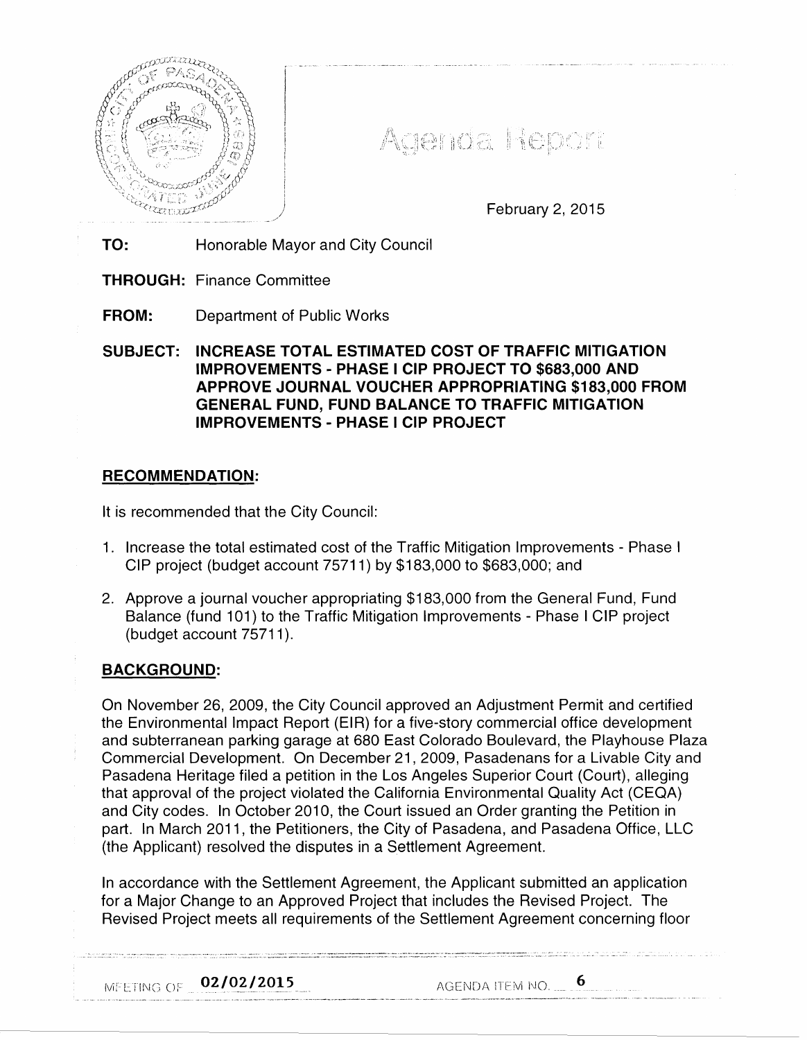# Agenda Report

February 2, 2015

**TO:** Honorable Mayor and City Council

**THROUGH:** Finance Committee

**FROM:** Department of Public Works

**SUBJECT: INCREASE TOTAL ESTIMATED COST OF TRAFFIC MITIGATION IMPROVEMENTS - PHASE I CIP PROJECT TO $683,000 AND APPROVE JOURNAL VOUCHER APPROPRIATING $183,000 FROM GENERAL FUND, FUND BALANCE TO TRAFFIC MITIGATION IMPROVEMENTS - PHASE I CIP PROJECT**

## RECOMMENDATION:

It is recommended that the City Council:

1. Increase the total estimated cost of the Traffic Mitigation Improvements - Phase I CIP project (budget account 75711) by $183,000 to $683,000; and
2. Approve a journal voucher appropriating $183,000 from the General Fund, Fund Balance (fund 101) to the Traffic Mitigation Improvements - Phase I CIP project (budget account 75711).

## BACKGROUND:

On November 26, 2009, the City Council approved an Adjustment Permit and certified the Environmental Impact Report (EIR) for a five-story commercial office development and subterranean parking garage at 680 East Colorado Boulevard, the Playhouse Plaza Commercial Development. On December 21, 2009, Pasadenans for a Livable City and Pasadena Heritage filed a petition in the Los Angeles Superior Court (Court), alleging that approval of the project violated the California Environmental Quality Act (CEQA) and City codes. In October 2010, the Court issued an Order granting the Petition in part. In March 2011, the Petitioners, the City of Pasadena, and Pasadena Office, LLC (the Applicant) resolved the disputes in a Settlement Agreement.

In accordance with the Settlement Agreement, the Applicant submitted an application for a Major Change to an Approved Project that includes the Revised Project. The Revised Project meets all requirements of the Settlement Agreement concerning floor

MEETING OF 02/02/2015 AGENDA ITEM NO. 6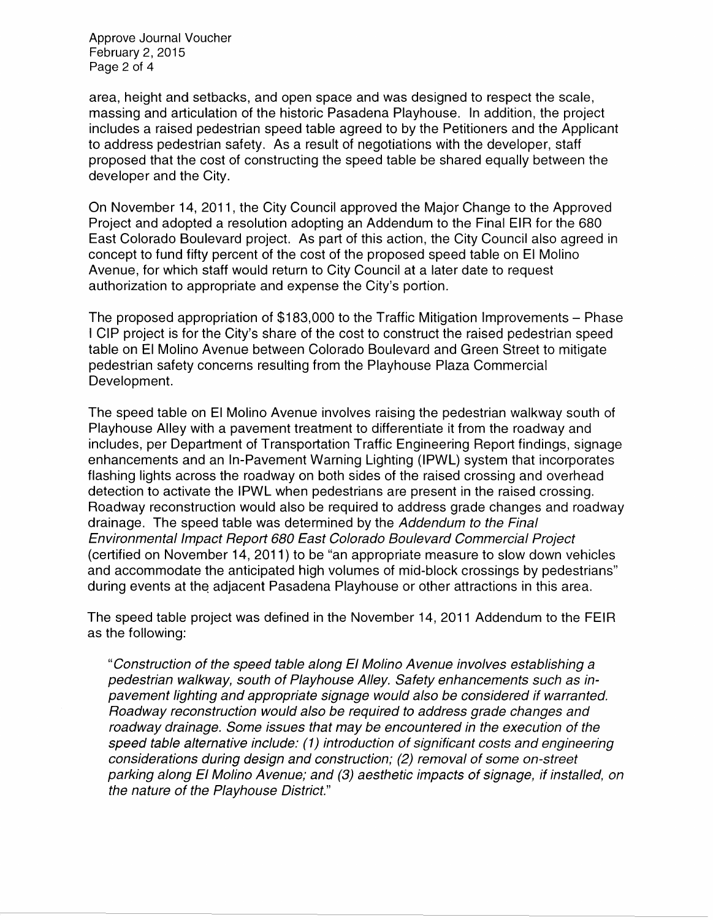area, height and setbacks, and open space and was designed to respect the scale, massing and articulation of the historic Pasadena Playhouse. In addition, the project includes a raised pedestrian speed table agreed to by the Petitioners and the Applicant to address pedestrian safety. As a result of negotiations with the developer, staff proposed that the cost of constructing the speed table be shared equally between the developer and the City.

On November 14, 2011, the City Council approved the Major Change to the Approved Project and adopted a resolution adopting an Addendum to the Final EIR for the 680 East Colorado Boulevard project. As part of this action, the City Council also agreed in concept to fund fifty percent of the cost of the proposed speed table on El Molino Avenue, for which staff would return to City Council at a later date to request authorization to appropriate and expense the City's portion.

The proposed appropriation of $183,000 to the Traffic Mitigation Improvements – Phase I CIP project is for the City's share of the cost to construct the raised pedestrian speed table on El Molino Avenue between Colorado Boulevard and Green Street to mitigate pedestrian safety concerns resulting from the Playhouse Plaza Commercial Development.

The speed table on El Molino Avenue involves raising the pedestrian walkway south of Playhouse Alley with a pavement treatment to differentiate it from the roadway and includes, per Department of Transportation Traffic Engineering Report findings, signage enhancements and an In-Pavement Warning Lighting (IPWL) system that incorporates flashing lights across the roadway on both sides of the raised crossing and overhead detection to activate the IPWL when pedestrians are present in the raised crossing. Roadway reconstruction would also be required to address grade changes and roadway drainage. The speed table was determined by the *Addendum to the Final Environmental Impact Report 680 East Colorado Boulevard Commercial Project* (certified on November 14, 2011) to be "an appropriate measure to slow down vehicles and accommodate the anticipated high volumes of mid-block crossings by pedestrians" during events at the adjacent Pasadena Playhouse or other attractions in this area.

The speed table project was defined in the November 14, 2011 Addendum to the FEIR as the following:

> "*Construction of the speed table along El Molino Avenue involves establishing a pedestrian walkway, south of Playhouse Alley. Safety enhancements such as in-pavement lighting and appropriate signage would also be considered if warranted. Roadway reconstruction would also be required to address grade changes and roadway drainage. Some issues that may be encountered in the execution of the speed table alternative include: (1) introduction of significant costs and engineering considerations during design and construction; (2) removal of some on-street parking along El Molino Avenue; and (3) aesthetic impacts of signage, if installed, on the nature of the Playhouse District.*"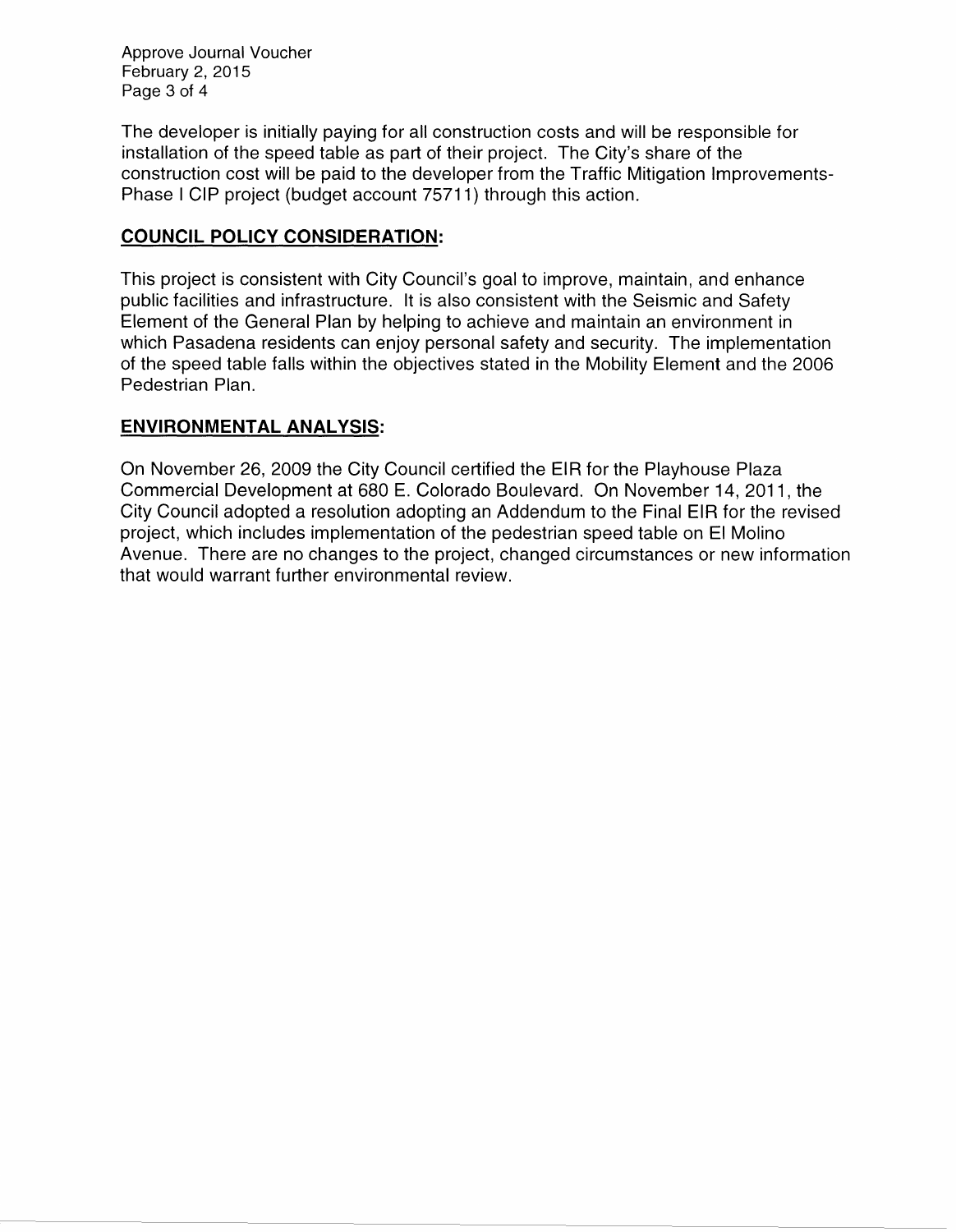The developer is initially paying for all construction costs and will be responsible for installation of the speed table as part of their project. The City's share of the construction cost will be paid to the developer from the Traffic Mitigation Improvements-Phase I CIP project (budget account 75711) through this action.

## COUNCIL POLICY CONSIDERATION:

This project is consistent with City Council's goal to improve, maintain, and enhance public facilities and infrastructure. It is also consistent with the Seismic and Safety Element of the General Plan by helping to achieve and maintain an environment in which Pasadena residents can enjoy personal safety and security. The implementation of the speed table falls within the objectives stated in the Mobility Element and the 2006 Pedestrian Plan.

## ENVIRONMENTAL ANALYSIS:

On November 26, 2009 the City Council certified the EIR for the Playhouse Plaza Commercial Development at 680 E. Colorado Boulevard. On November 14, 2011, the City Council adopted a resolution adopting an Addendum to the Final EIR for the revised project, which includes implementation of the pedestrian speed table on El Molino Avenue. There are no changes to the project, changed circumstances or new information that would warrant further environmental review.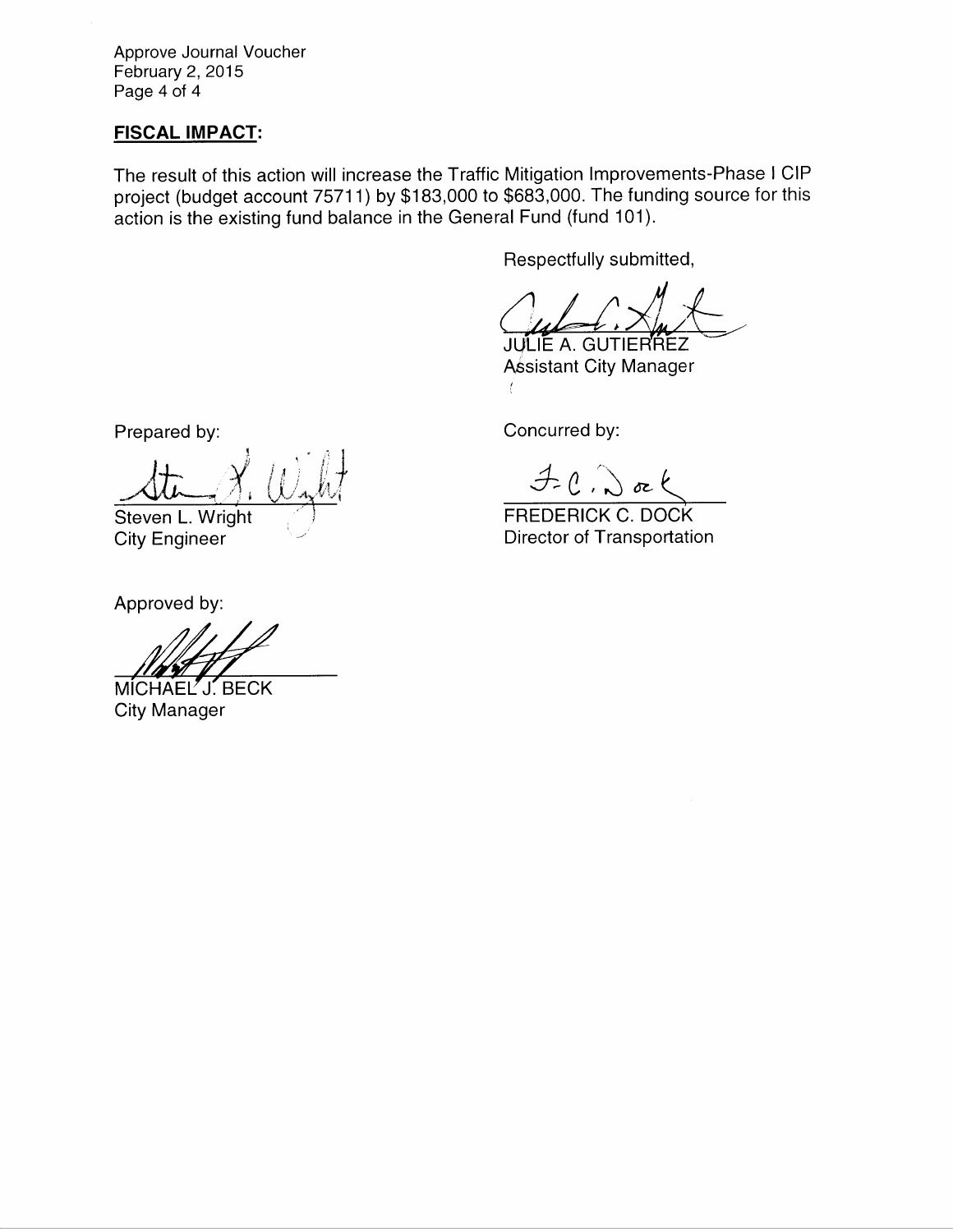## FISCAL IMPACT:

The result of this action will increase the Traffic Mitigation Improvements-Phase I CIP project (budget account 75711) by $183,000 to $683,000. The funding source for this action is the existing fund balance in the General Fund (fund 101).

Respectfully submitted,

JULIE A. GUTIERREZ
Assistant City Manager

Prepared by:

Steven L. Wright
City Engineer

Concurred by:

FREDERICK C. DOCK
Director of Transportation

Approved by:

MICHAEL J. BECK
City Manager